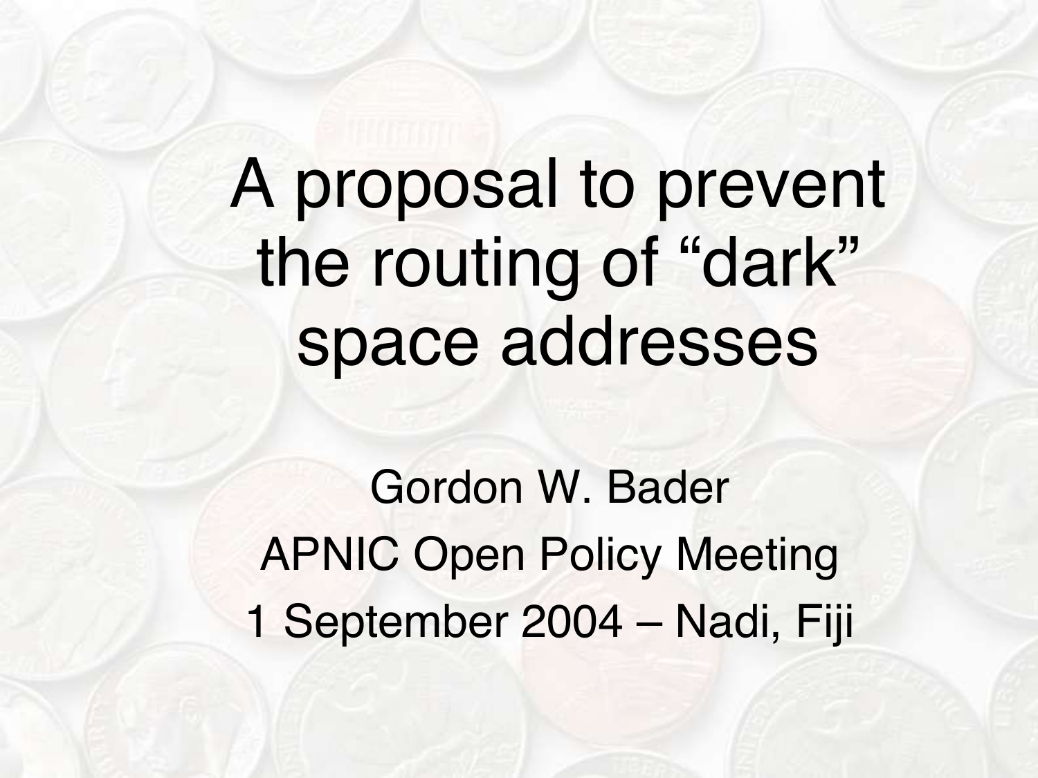# A proposal to prevent the routing of "dark" space addresses

Gordon W. Bader

APNIC Open Policy Meeting

1 September 2004 – Nadi, Fiji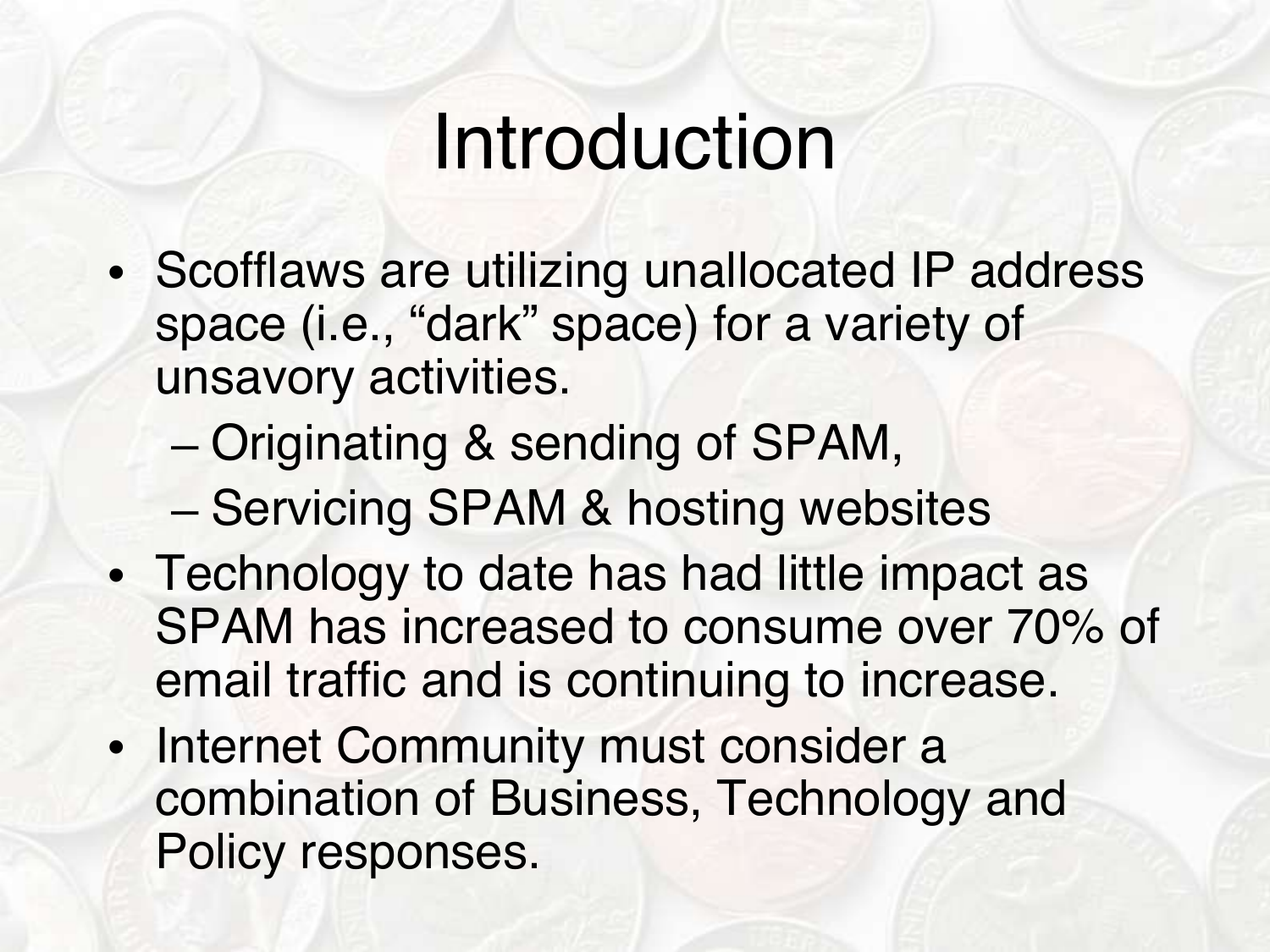# Introduction

- Scofflaws are utilizing unallocated IP address space (i.e., “dark” space) for a variety of unsavory activities.
  - Originating & sending of SPAM,
  - Servicing SPAM & hosting websites
- Technology to date has had little impact as SPAM has increased to consume over 70% of email traffic and is continuing to increase.
- Internet Community must consider a combination of Business, Technology and Policy responses.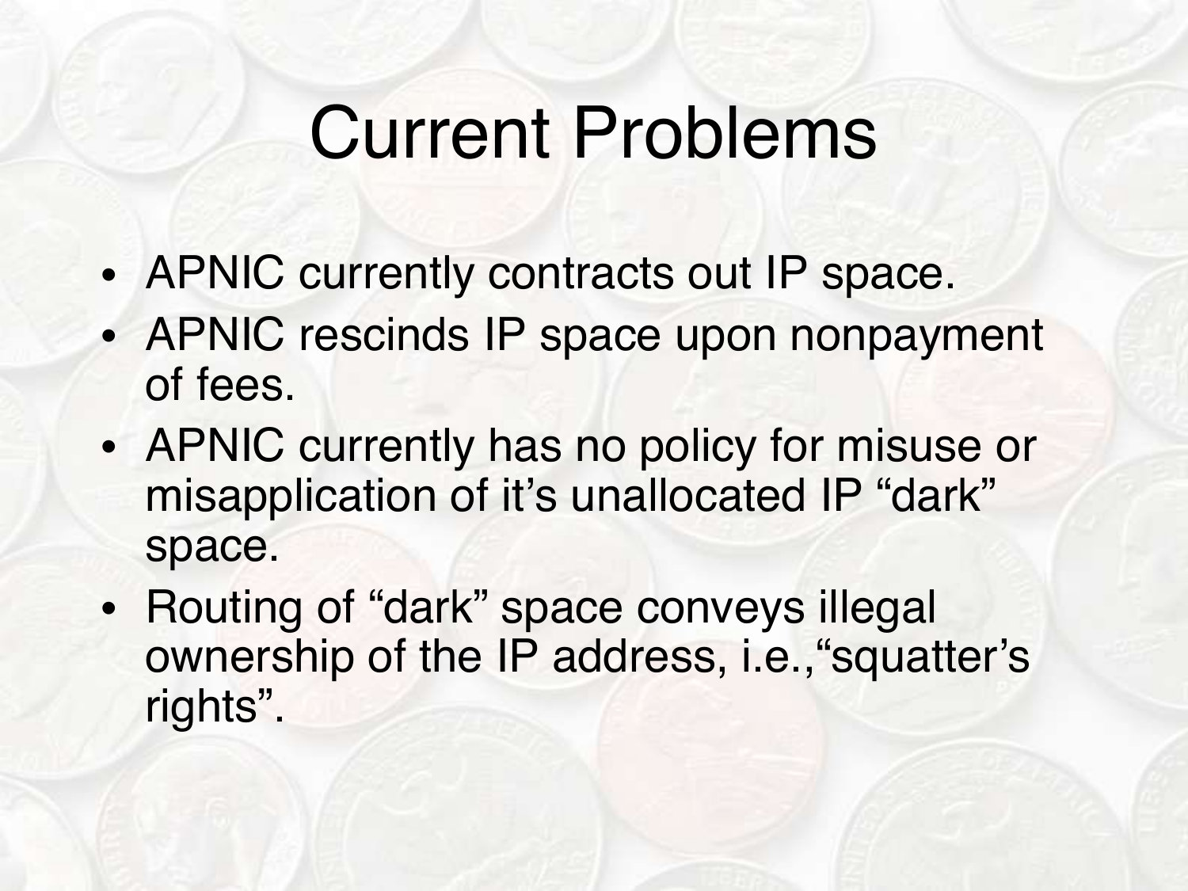# Current Problems

- APNIC currently contracts out IP space.
- APNIC rescinds IP space upon nonpayment of fees.
- APNIC currently has no policy for misuse or misapplication of it's unallocated IP "dark" space.
- Routing of "dark" space conveys illegal ownership of the IP address, i.e.,"squatter's rights".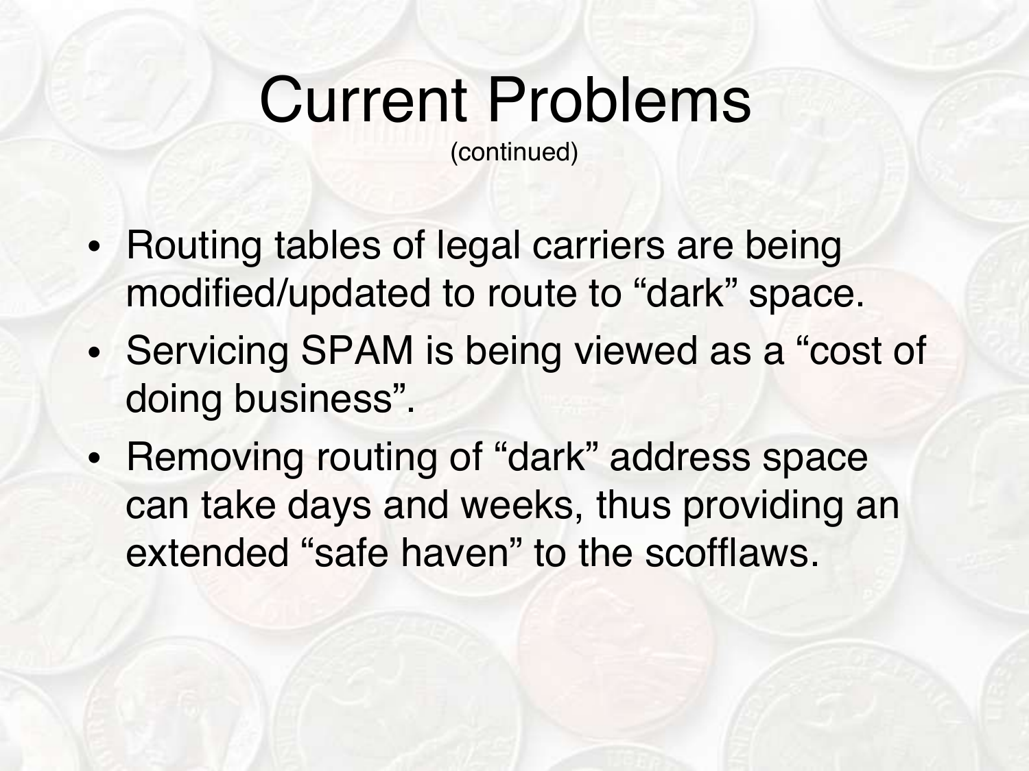# Current Problems

(continued)

- Routing tables of legal carriers are being modified/updated to route to “dark” space.
- Servicing SPAM is being viewed as a “cost of doing business”.
- Removing routing of “dark” address space can take days and weeks, thus providing an extended “safe haven” to the scofflaws.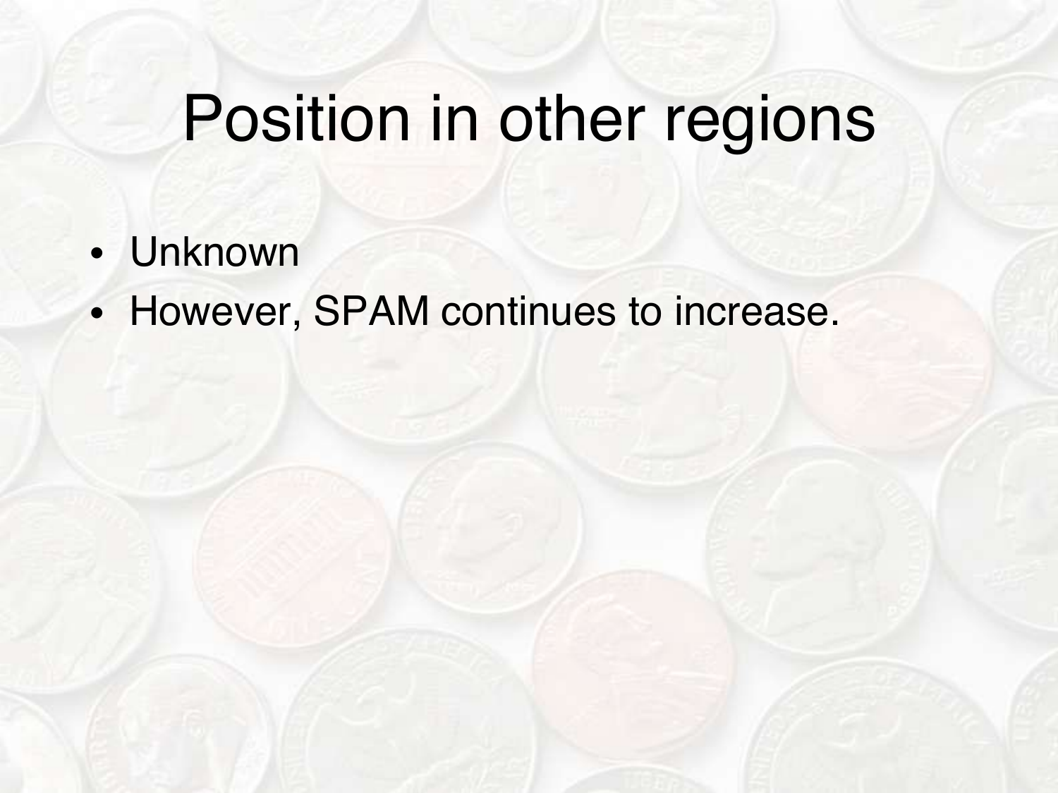# Position in other regions

- Unknown
- However, SPAM continues to increase.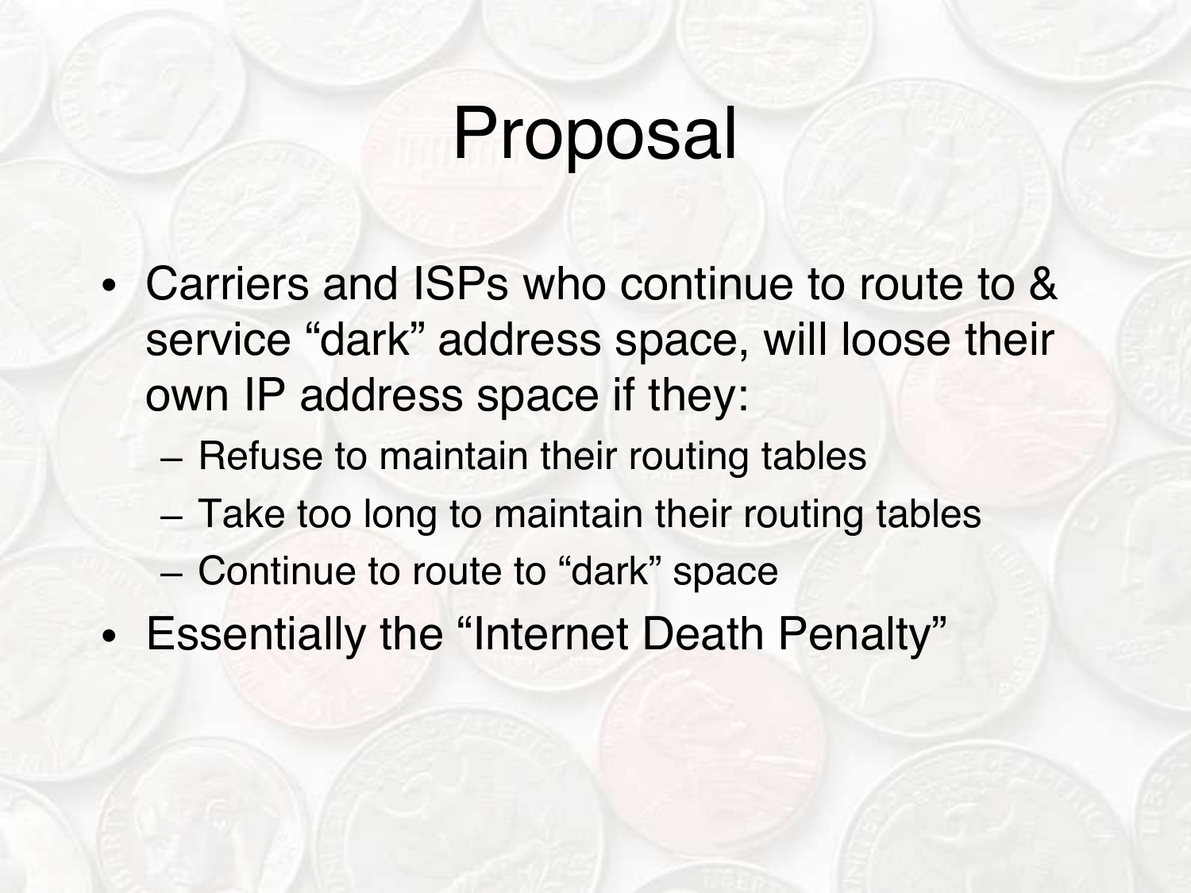# Proposal

- Carriers and ISPs who continue to route to & service “dark” address space, will loose their own IP address space if they:
  - Refuse to maintain their routing tables
  - Take too long to maintain their routing tables
  - Continue to route to “dark” space
- Essentially the “Internet Death Penalty”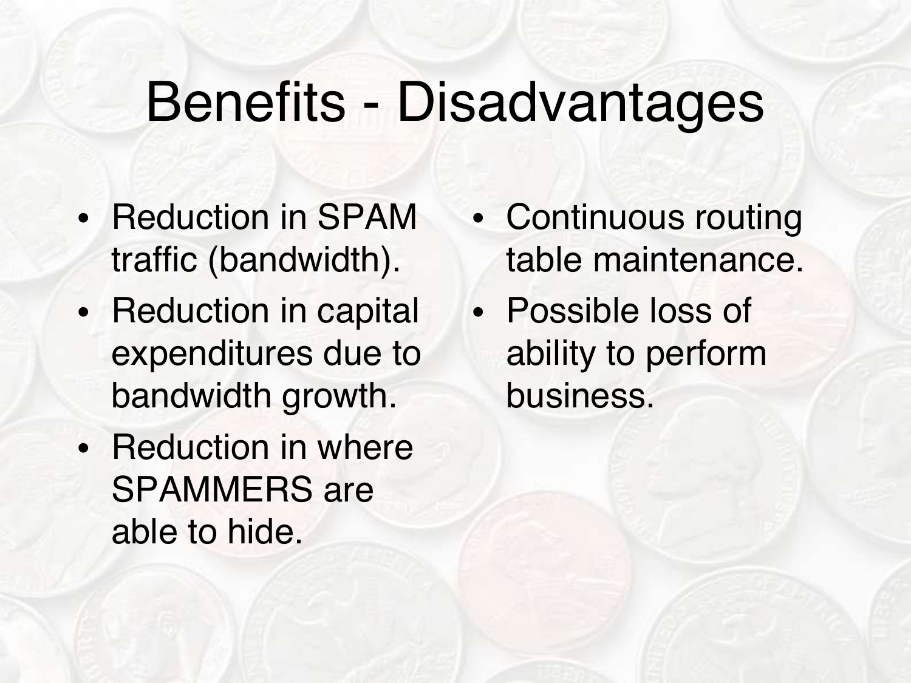# Benefits - Disadvantages

- Reduction in SPAM traffic (bandwidth).
- Reduction in capital expenditures due to bandwidth growth.
- Reduction in where SPAMMERS are able to hide.

- Continuous routing table maintenance.
- Possible loss of ability to perform business.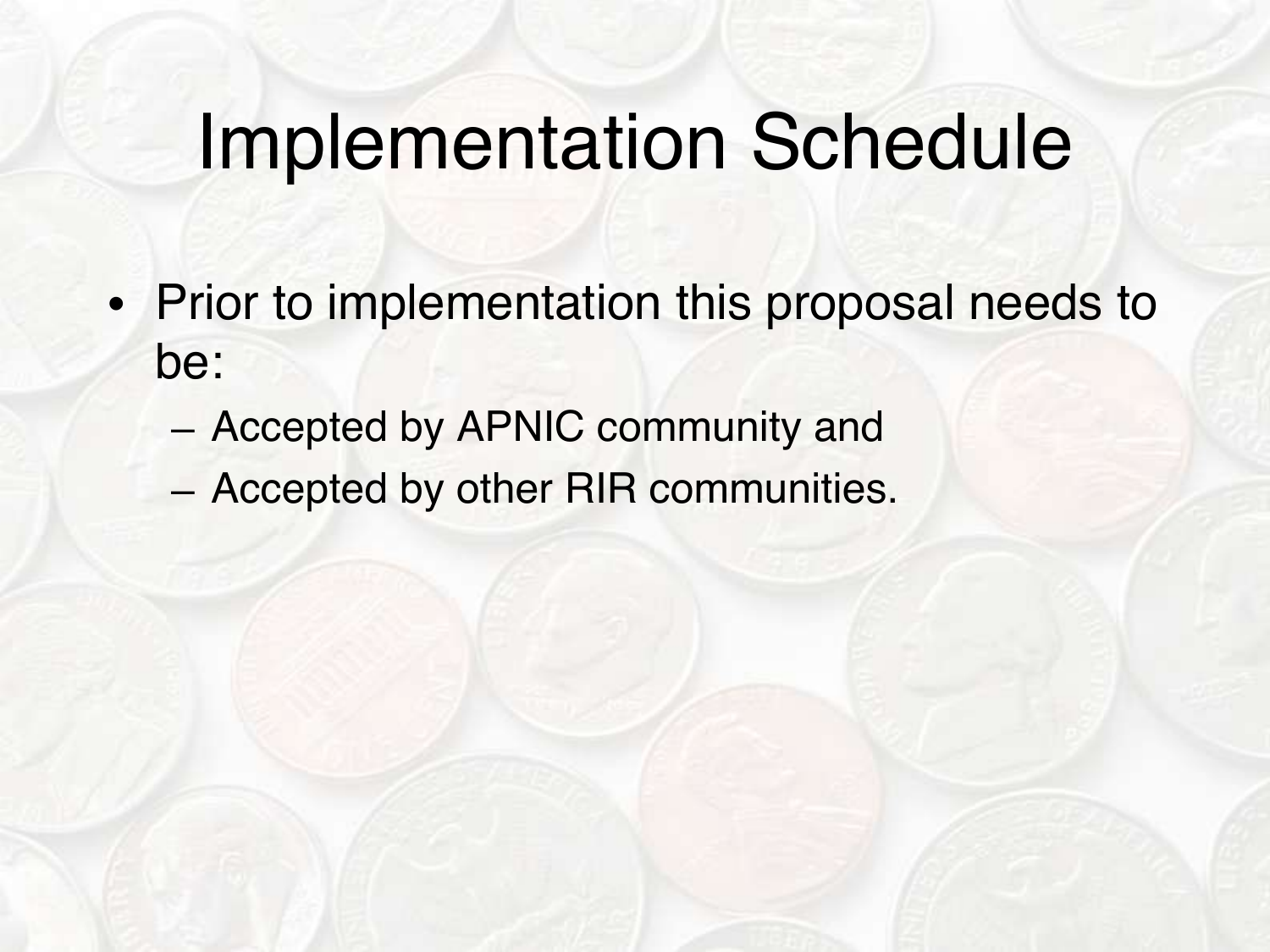# Implementation Schedule

- Prior to implementation this proposal needs to be:
  - Accepted by APNIC community and
  - Accepted by other RIR communities.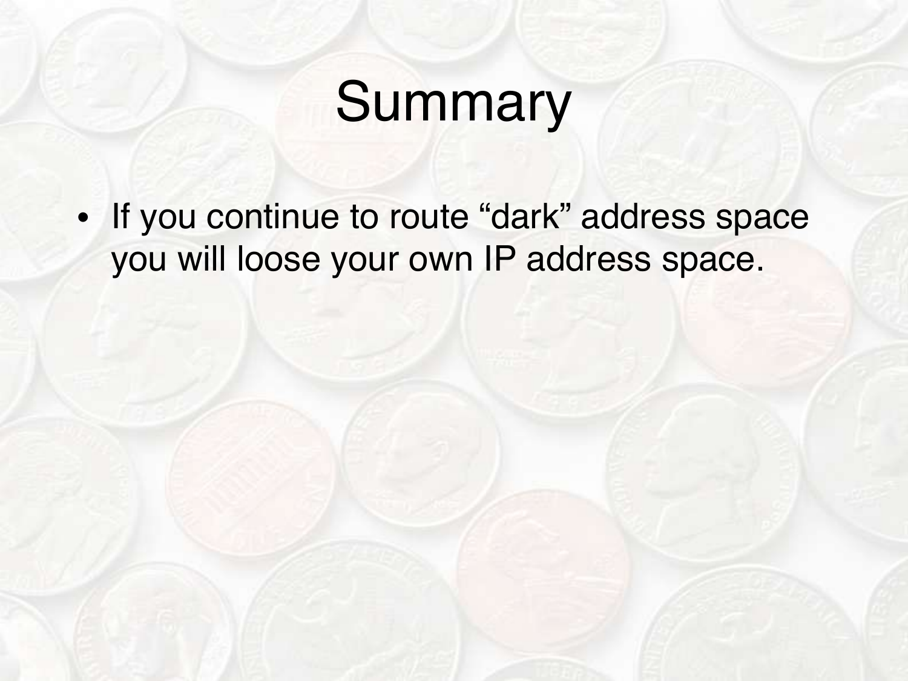# Summary

- If you continue to route “dark” address space you will loose your own IP address space.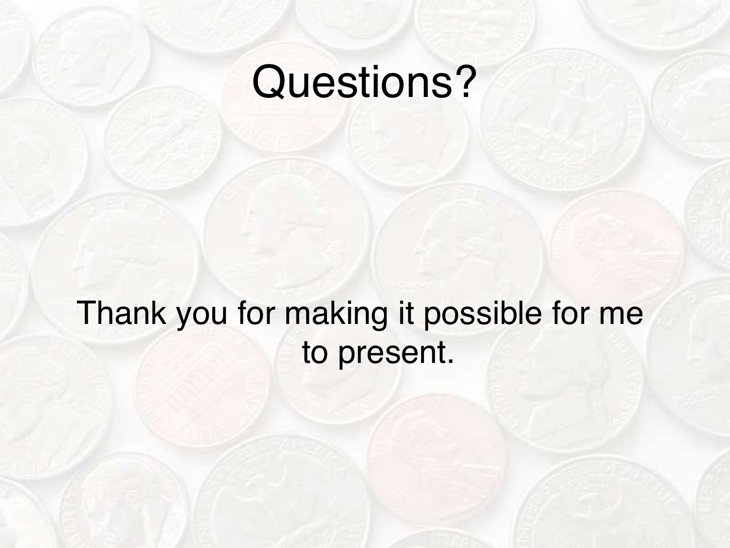# Questions?

Thank you for making it possible for me to present.